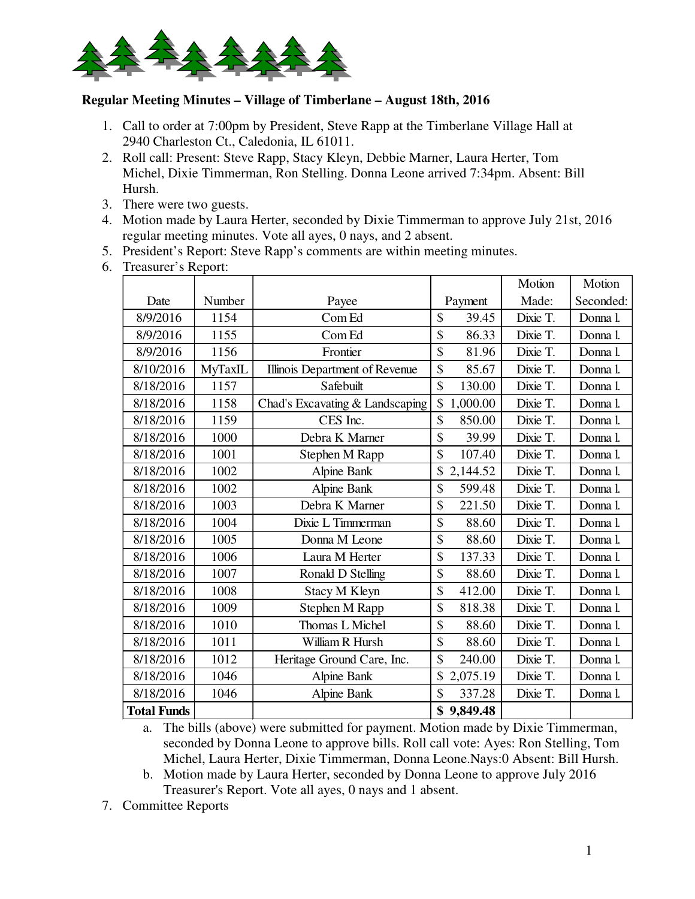**Regular Meeting Minutes – Village of Timberlane – August 18th, 2016**

1. Call to order at 7:00pm by President, Steve Rapp at the Timberlane Village Hall at 2940 Charleston Ct., Caledonia, IL 61011.
2. Roll call: Present: Steve Rapp, Stacy Kleyn, Debbie Marner, Laura Herter, Tom Michel, Dixie Timmerman, Ron Stelling. Donna Leone arrived 7:34pm. Absent: Bill Hursh.
3. There were two guests.
4. Motion made by Laura Herter, seconded by Dixie Timmerman to approve July 21st, 2016 regular meeting minutes. Vote all ayes, 0 nays, and 2 absent.
5. President's Report: Steve Rapp's comments are within meeting minutes.
6. Treasurer's Report:

| Date | Number | Payee | Payment | Motion Made: | Motion Seconded: |
|---|---|---|---|---|---|
| 8/9/2016 | 1154 | Com Ed | $ 39.45 | Dixie T. | Donna l. |
| 8/9/2016 | 1155 | Com Ed | $ 86.33 | Dixie T. | Donna l. |
| 8/9/2016 | 1156 | Frontier | $ 81.96 | Dixie T. | Donna l. |
| 8/10/2016 | MyTaxIL | Illinois Department of Revenue | $ 85.67 | Dixie T. | Donna l. |
| 8/18/2016 | 1157 | Safebuilt | $ 130.00 | Dixie T. | Donna l. |
| 8/18/2016 | 1158 | Chad's Excavating & Landscaping | $ 1,000.00 | Dixie T. | Donna l. |
| 8/18/2016 | 1159 | CES Inc. | $ 850.00 | Dixie T. | Donna l. |
| 8/18/2016 | 1000 | Debra K Marner | $ 39.99 | Dixie T. | Donna l. |
| 8/18/2016 | 1001 | Stephen M Rapp | $ 107.40 | Dixie T. | Donna l. |
| 8/18/2016 | 1002 | Alpine Bank | $ 2,144.52 | Dixie T. | Donna l. |
| 8/18/2016 | 1002 | Alpine Bank | $ 599.48 | Dixie T. | Donna l. |
| 8/18/2016 | 1003 | Debra K Marner | $ 221.50 | Dixie T. | Donna l. |
| 8/18/2016 | 1004 | Dixie L Timmerman | $ 88.60 | Dixie T. | Donna l. |
| 8/18/2016 | 1005 | Donna M Leone | $ 88.60 | Dixie T. | Donna l. |
| 8/18/2016 | 1006 | Laura M Herter | $ 137.33 | Dixie T. | Donna l. |
| 8/18/2016 | 1007 | Ronald D Stelling | $ 88.60 | Dixie T. | Donna l. |
| 8/18/2016 | 1008 | Stacy M Kleyn | $ 412.00 | Dixie T. | Donna l. |
| 8/18/2016 | 1009 | Stephen M Rapp | $ 818.38 | Dixie T. | Donna l. |
| 8/18/2016 | 1010 | Thomas L Michel | $ 88.60 | Dixie T. | Donna l. |
| 8/18/2016 | 1011 | William R Hursh | $ 88.60 | Dixie T. | Donna l. |
| 8/18/2016 | 1012 | Heritage Ground Care, Inc. | $ 240.00 | Dixie T. | Donna l. |
| 8/18/2016 | 1046 | Alpine Bank | $ 2,075.19 | Dixie T. | Donna l. |
| 8/18/2016 | 1046 | Alpine Bank | $ 337.28 | Dixie T. | Donna l. |
| **Total Funds** | | | **$ 9,849.48** | | |

   a. The bills (above) were submitted for payment. Motion made by Dixie Timmerman, seconded by Donna Leone to approve bills. Roll call vote: Ayes: Ron Stelling, Tom Michel, Laura Herter, Dixie Timmerman, Donna Leone.Nays:0 Absent: Bill Hursh.
   b. Motion made by Laura Herter, seconded by Donna Leone to approve July 2016 Treasurer's Report. Vote all ayes, 0 nays and 1 absent.

7. Committee Reports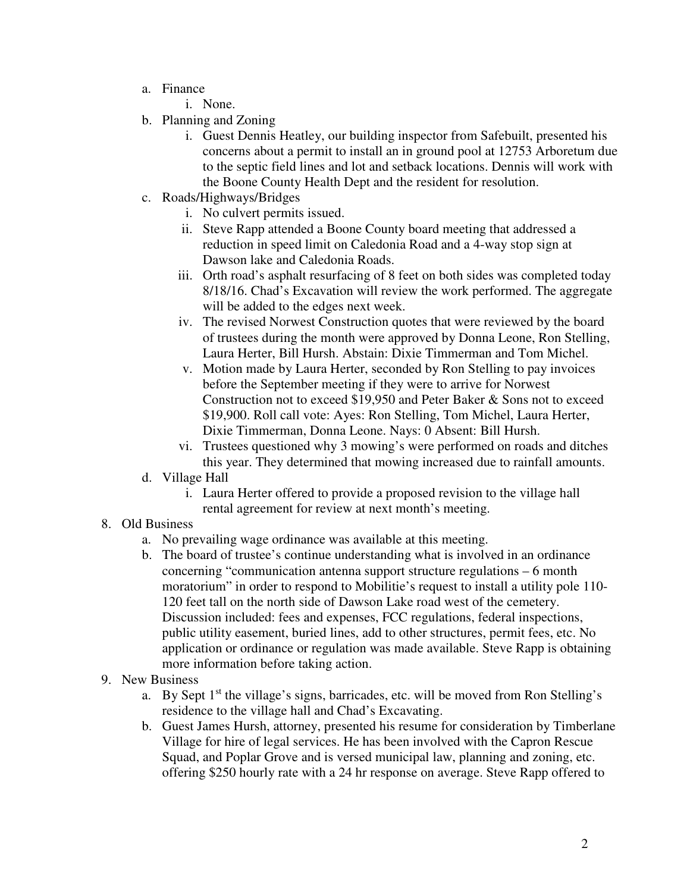a. Finance
    i. None.
b. Planning and Zoning
    i. Guest Dennis Heatley, our building inspector from Safebuilt, presented his concerns about a permit to install an in ground pool at 12753 Arboretum due to the septic field lines and lot and setback locations. Dennis will work with the Boone County Health Dept and the resident for resolution.
c. Roads/Highways/Bridges
    i. No culvert permits issued.
    ii. Steve Rapp attended a Boone County board meeting that addressed a reduction in speed limit on Caledonia Road and a 4-way stop sign at Dawson lake and Caledonia Roads.
    iii. Orth road's asphalt resurfacing of 8 feet on both sides was completed today 8/18/16. Chad's Excavation will review the work performed. The aggregate will be added to the edges next week.
    iv. The revised Norwest Construction quotes that were reviewed by the board of trustees during the month were approved by Donna Leone, Ron Stelling, Laura Herter, Bill Hursh. Abstain: Dixie Timmerman and Tom Michel.
    v. Motion made by Laura Herter, seconded by Ron Stelling to pay invoices before the September meeting if they were to arrive for Norwest Construction not to exceed $19,950 and Peter Baker & Sons not to exceed $19,900. Roll call vote: Ayes: Ron Stelling, Tom Michel, Laura Herter, Dixie Timmerman, Donna Leone. Nays: 0 Absent: Bill Hursh.
    vi. Trustees questioned why 3 mowing's were performed on roads and ditches this year. They determined that mowing increased due to rainfall amounts.
d. Village Hall
    i. Laura Herter offered to provide a proposed revision to the village hall rental agreement for review at next month's meeting.

8. Old Business
    a. No prevailing wage ordinance was available at this meeting.
    b. The board of trustee's continue understanding what is involved in an ordinance concerning "communication antenna support structure regulations – 6 month moratorium" in order to respond to Mobilitie's request to install a utility pole 110-120 feet tall on the north side of Dawson Lake road west of the cemetery. Discussion included: fees and expenses, FCC regulations, federal inspections, public utility easement, buried lines, add to other structures, permit fees, etc. No application or ordinance or regulation was made available. Steve Rapp is obtaining more information before taking action.
9. New Business
    a. By Sept 1st the village's signs, barricades, etc. will be moved from Ron Stelling's residence to the village hall and Chad's Excavating.
    b. Guest James Hursh, attorney, presented his resume for consideration by Timberlane Village for hire of legal services. He has been involved with the Capron Rescue Squad, and Poplar Grove and is versed municipal law, planning and zoning, etc. offering $250 hourly rate with a 24 hr response on average. Steve Rapp offered to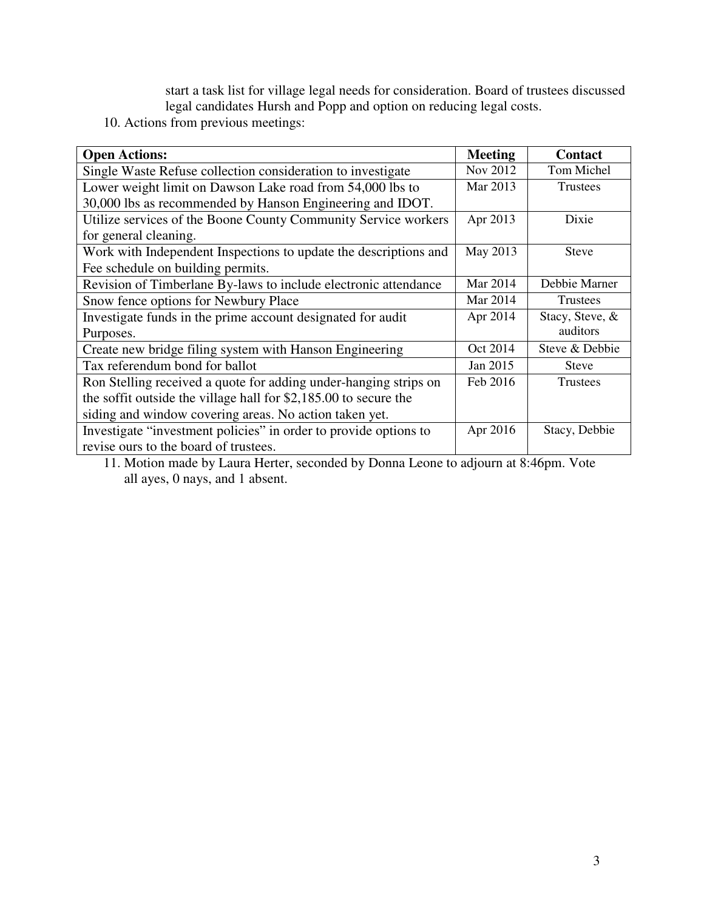start a task list for village legal needs for consideration. Board of trustees discussed legal candidates Hursh and Popp and option on reducing legal costs.

10. Actions from previous meetings:

| Open Actions: | Meeting | Contact |
|---|---|---|
| Single Waste Refuse collection consideration to investigate | Nov 2012 | Tom Michel |
| Lower weight limit on Dawson Lake road from 54,000 lbs to 30,000 lbs as recommended by Hanson Engineering and IDOT. | Mar 2013 | Trustees |
| Utilize services of the Boone County Community Service workers for general cleaning. | Apr 2013 | Dixie |
| Work with Independent Inspections to update the descriptions and Fee schedule on building permits. | May 2013 | Steve |
| Revision of Timberlane By-laws to include electronic attendance | Mar 2014 | Debbie Marner |
| Snow fence options for Newbury Place | Mar 2014 | Trustees |
| Investigate funds in the prime account designated for audit Purposes. | Apr 2014 | Stacy, Steve, & auditors |
| Create new bridge filing system with Hanson Engineering | Oct 2014 | Steve & Debbie |
| Tax referendum bond for ballot | Jan 2015 | Steve |
| Ron Stelling received a quote for adding under-hanging strips on the soffit outside the village hall for $2,185.00 to secure the siding and window covering areas. No action taken yet. | Feb 2016 | Trustees |
| Investigate "investment policies" in order to provide options to revise ours to the board of trustees. | Apr 2016 | Stacy, Debbie |

11. Motion made by Laura Herter, seconded by Donna Leone to adjourn at 8:46pm. Vote all ayes, 0 nays, and 1 absent.